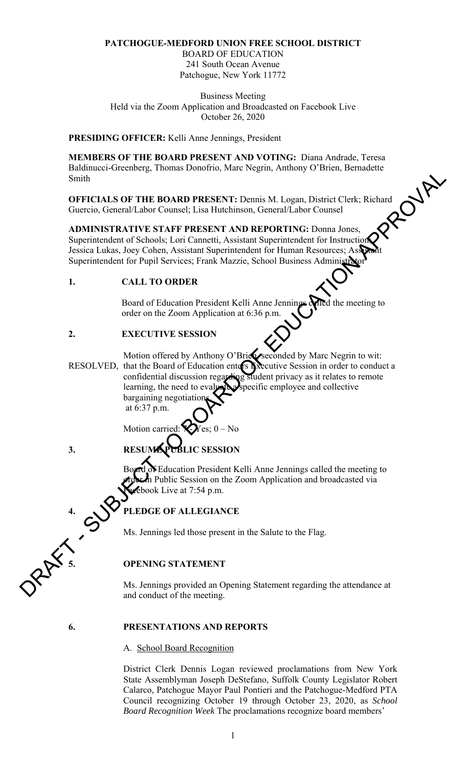**PATCHOGUE-MEDFORD UNION FREE SCHOOL DISTRICT**
BOARD OF EDUCATION
241 South Ocean Avenue
Patchogue, New York 11772

Business Meeting
Held via the Zoom Application and Broadcasted on Facebook Live
October 26, 2020

**PRESIDING OFFICER:** Kelli Anne Jennings, President

**MEMBERS OF THE BOARD PRESENT AND VOTING:** Diana Andrade, Teresa Baldinucci-Greenberg, Thomas Donofrio, Marc Negrin, Anthony O'Brien, Bernadette Smith

**OFFICIALS OF THE BOARD PRESENT:** Dennis M. Logan, District Clerk; Richard Guercio, General/Labor Counsel; Lisa Hutchinson, General/Labor Counsel

**ADMINISTRATIVE STAFF PRESENT AND REPORTING:** Donna Jones, Superintendent of Schools; Lori Cannetti, Assistant Superintendent for Instruction; Jessica Lukas, Joey Cohen, Assistant Superintendent for Human Resources; Assistant Superintendent for Pupil Services; Frank Mazzie, School Business Administrator

## 1. CALL TO ORDER

Board of Education President Kelli Anne Jennings called the meeting to order on the Zoom Application at 6:36 p.m.

## 2. EXECUTIVE SESSION

Motion offered by Anthony O'Brien seconded by Marc Negrin to wit:

RESOLVED, that the Board of Education enters Executive Session in order to conduct a confidential discussion regarding student privacy as it relates to remote learning, the need to evaluate a specific employee and collective bargaining negotiations at 6:37 p.m.

Motion carried: 7 – Yes; 0 – No

## 3. RESUME PUBLIC SESSION

Board of Education President Kelli Anne Jennings called the meeting to order in Public Session on the Zoom Application and broadcasted via Facebook Live at 7:54 p.m.

## 4. PLEDGE OF ALLEGIANCE

Ms. Jennings led those present in the Salute to the Flag.

## 5. OPENING STATEMENT

Ms. Jennings provided an Opening Statement regarding the attendance at and conduct of the meeting.

## 6. PRESENTATIONS AND REPORTS

A. School Board Recognition

District Clerk Dennis Logan reviewed proclamations from New York State Assemblyman Joseph DeStefano, Suffolk County Legislator Robert Calarco, Patchogue Mayor Paul Pontieri and the Patchogue-Medford PTA Council recognizing October 19 through October 23, 2020, as *School Board Recognition Week* The proclamations recognize board members'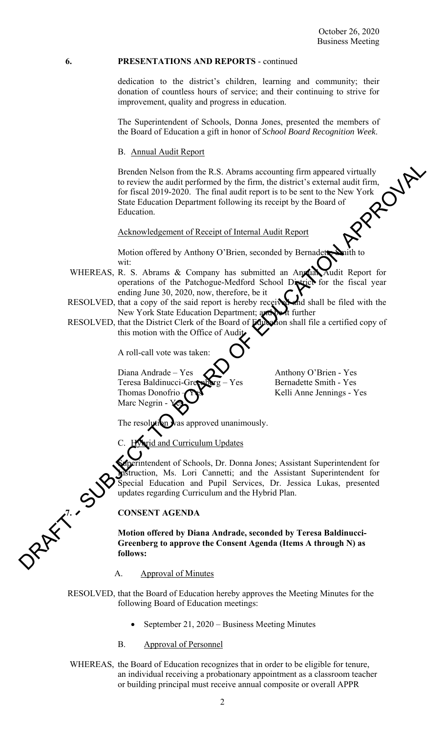## 6. PRESENTATIONS AND REPORTS - continued

dedication to the district's children, learning and community; their donation of countless hours of service; and their continuing to strive for improvement, quality and progress in education.

The Superintendent of Schools, Donna Jones, presented the members of the Board of Education a gift in honor of *School Board Recognition Week*.

B. Annual Audit Report

Brenden Nelson from the R.S. Abrams accounting firm appeared virtually to review the audit performed by the firm, the district's external audit firm, for fiscal 2019-2020. The final audit report is to be sent to the New York State Education Department following its receipt by the Board of Education.

Acknowledgement of Receipt of Internal Audit Report

Motion offered by Anthony O'Brien, seconded by Bernadette Smith to wit:

WHEREAS, R. S. Abrams & Company has submitted an Annual Audit Report for operations of the Patchogue-Medford School District for the fiscal year ending June 30, 2020, now, therefore, be it

RESOLVED, that a copy of the said report is hereby received and shall be filed with the New York State Education Department; and be it further

RESOLVED, that the District Clerk of the Board of Education shall file a certified copy of this motion with the Office of Audit.

A roll-call vote was taken:

Diana Andrade – Yes
Teresa Baldinucci-Greenberg – Yes
Thomas Donofrio – Yes
Marc Negrin - Yes
Anthony O'Brien - Yes
Bernadette Smith - Yes
Kelli Anne Jennings - Yes

The resolution was approved unanimously.

C. Hybrid and Curriculum Updates

Superintendent of Schools, Dr. Donna Jones; Assistant Superintendent for Instruction, Ms. Lori Cannetti; and the Assistant Superintendent for Special Education and Pupil Services, Dr. Jessica Lukas, presented updates regarding Curriculum and the Hybrid Plan.

## 7. CONSENT AGENDA

**Motion offered by Diana Andrade, seconded by Teresa Baldinucci-Greenberg to approve the Consent Agenda (Items A through N) as follows:**

A. Approval of Minutes

RESOLVED, that the Board of Education hereby approves the Meeting Minutes for the following Board of Education meetings:

- September 21, 2020 – Business Meeting Minutes

B. Approval of Personnel

WHEREAS, the Board of Education recognizes that in order to be eligible for tenure, an individual receiving a probationary appointment as a classroom teacher or building principal must receive annual composite or overall APPR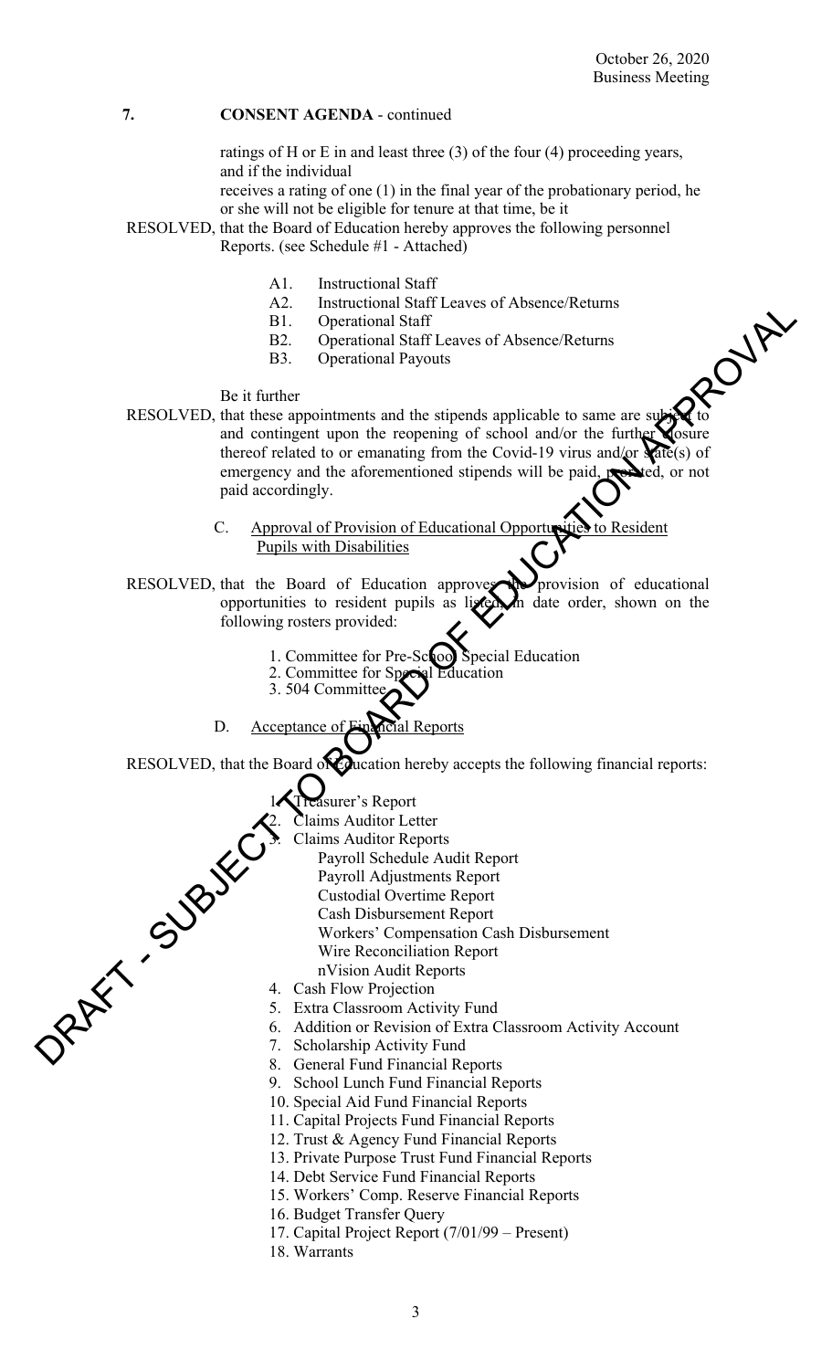## 7. CONSENT AGENDA - continued

ratings of H or E in and least three (3) of the four (4) proceeding years, and if the individual receives a rating of one (1) in the final year of the probationary period, he or she will not be eligible for tenure at that time, be it

RESOLVED, that the Board of Education hereby approves the following personnel Reports. (see Schedule #1 - Attached)

- A1. Instructional Staff
- A2. Instructional Staff Leaves of Absence/Returns
- B1. Operational Staff
- B2. Operational Staff Leaves of Absence/Returns
- B3. Operational Payouts

Be it further

RESOLVED, that these appointments and the stipends applicable to same are subject to and contingent upon the reopening of school and/or the further closure thereof related to or emanating from the Covid-19 virus and/or state(s) of emergency and the aforementioned stipends will be paid, prorated, or not paid accordingly.

### C. Approval of Provision of Educational Opportunities to Resident Pupils with Disabilities

RESOLVED, that the Board of Education approves the provision of educational opportunities to resident pupils as listed in date order, shown on the following rosters provided:

1. Committee for Pre-School Special Education
2. Committee for Special Education
3. 504 Committee

### D. Acceptance of Financial Reports

RESOLVED, that the Board of Education hereby accepts the following financial reports:

1. Treasurer's Report
2. Claims Auditor Letter
3. Claims Auditor Reports
   - Payroll Schedule Audit Report
   - Payroll Adjustments Report
   - Custodial Overtime Report
   - Cash Disbursement Report
   - Workers' Compensation Cash Disbursement
   - Wire Reconciliation Report
   - nVision Audit Reports
4. Cash Flow Projection
5. Extra Classroom Activity Fund
6. Addition or Revision of Extra Classroom Activity Account
7. Scholarship Activity Fund
8. General Fund Financial Reports
9. School Lunch Fund Financial Reports
10. Special Aid Fund Financial Reports
11. Capital Projects Fund Financial Reports
12. Trust & Agency Fund Financial Reports
13. Private Purpose Trust Fund Financial Reports
14. Debt Service Fund Financial Reports
15. Workers' Comp. Reserve Financial Reports
16. Budget Transfer Query
17. Capital Project Report (7/01/99 – Present)
18. Warrants

DRAFT - SUBJECT TO BOARD OF EDUCATION APPROVAL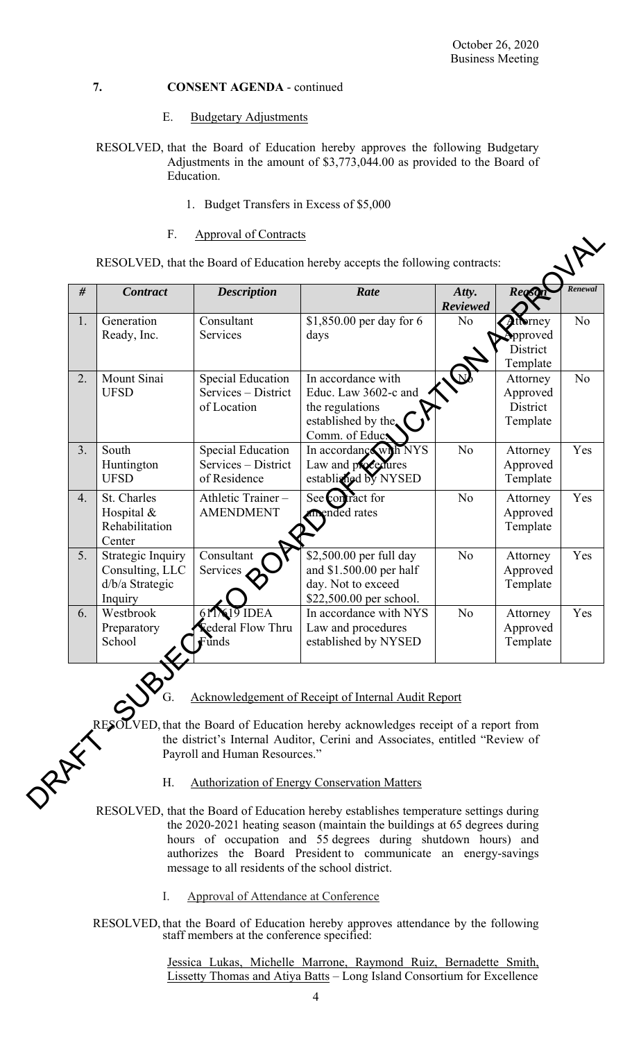October 26, 2020
Business Meeting

**7. CONSENT AGENDA** - continued

E. Budgetary Adjustments

RESOLVED, that the Board of Education hereby approves the following Budgetary Adjustments in the amount of $3,773,044.00 as provided to the Board of Education.

1. Budget Transfers in Excess of $5,000

F. Approval of Contracts

RESOLVED, that the Board of Education hereby accepts the following contracts:

| # | *Contract* | *Description* | *Rate* | *Atty. Reviewed* | *Reason* | *Renewal* |
|---|---|---|---|---|---|---|
| 1. | Generation Ready, Inc. | Consultant Services | $1,850.00 per day for 6 days | No | Attorney Approved District Template | No |
| 2. | Mount Sinai UFSD | Special Education Services – District of Location | In accordance with Educ. Law 3602-c and the regulations established by the Comm. of Educ. | No | Attorney Approved District Template | No |
| 3. | South Huntington UFSD | Special Education Services – District of Residence | In accordance with NYS Law and procedures established by NYSED | No | Attorney Approved Template | Yes |
| 4. | St. Charles Hospital & Rehabilitation Center | Athletic Trainer – AMENDMENT | See contract for amended rates | No | Attorney Approved Template | Yes |
| 5. | Strategic Inquiry Consulting, LLC d/b/a Strategic Inquiry | Consultant Services | $2,500.00 per full day and $1,500.00 per half day. Not to exceed $22,500.00 per school. | No | Attorney Approved Template | Yes |
| 6. | Westbrook Preparatory School | 611/619 IDEA Federal Flow Thru Funds | In accordance with NYS Law and procedures established by NYSED | No | Attorney Approved Template | Yes |

G. Acknowledgement of Receipt of Internal Audit Report

RESOLVED, that the Board of Education hereby acknowledges receipt of a report from the district's Internal Auditor, Cerini and Associates, entitled "Review of Payroll and Human Resources."

H. Authorization of Energy Conservation Matters

RESOLVED, that the Board of Education hereby establishes temperature settings during the 2020-2021 heating season (maintain the buildings at 65 degrees during hours of occupation and 55 degrees during shutdown hours) and authorizes the Board President to communicate an energy-savings message to all residents of the school district.

I. Approval of Attendance at Conference

RESOLVED, that the Board of Education hereby approves attendance by the following staff members at the conference specified:

Jessica Lukas, Michelle Marrone, Raymond Ruiz, Bernadette Smith, Lissetty Thomas and Atiya Batts – Long Island Consortium for Excellence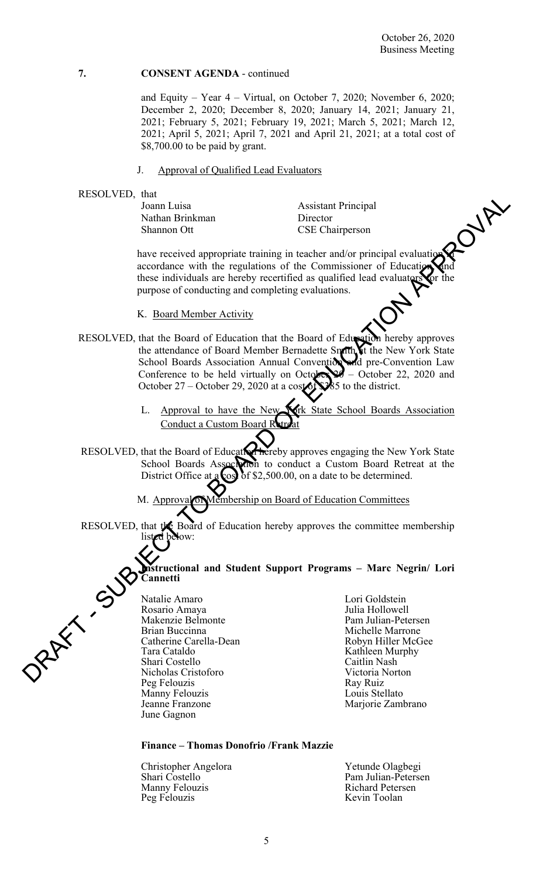**7. CONSENT AGENDA** - continued

and Equity – Year 4 – Virtual, on October 7, 2020; November 6, 2020; December 2, 2020; December 8, 2020; January 14, 2021; January 21, 2021; February 5, 2021; February 19, 2021; March 5, 2021; March 12, 2021; April 5, 2021; April 7, 2021 and April 21, 2021; at a total cost of $8,700.00 to be paid by grant.

J. Approval of Qualified Lead Evaluators

RESOLVED, that

| | |
|---|---|
| Joann Luisa | Assistant Principal |
| Nathan Brinkman | Director |
| Shannon Ott | CSE Chairperson |

have received appropriate training in teacher and/or principal evaluation in accordance with the regulations of the Commissioner of Education and these individuals are hereby recertified as qualified lead evaluators for the purpose of conducting and completing evaluations.

K. Board Member Activity

RESOLVED, that the Board of Education that the Board of Education hereby approves the attendance of Board Member Bernadette Smith at the New York State School Boards Association Annual Convention and pre-Convention Law Conference to be held virtually on October 20 – October 22, 2020 and October 27 – October 29, 2020 at a cost of $285 to the district.

L. Approval to have the New York State School Boards Association Conduct a Custom Board Retreat

RESOLVED, that the Board of Education hereby approves engaging the New York State School Boards Association to conduct a Custom Board Retreat at the District Office at a cost of $2,500.00, on a date to be determined.

M. Approval of Membership on Board of Education Committees

RESOLVED, that the Board of Education hereby approves the committee membership listed below:

**Instructional and Student Support Programs – Marc Negrin/ Lori Cannetti**

Natalie Amaro
Rosario Amaya
Makenzie Belmonte
Brian Buccinna
Catherine Carella-Dean
Tara Cataldo
Shari Costello
Nicholas Cristoforo
Peg Felouzis
Manny Felouzis
Jeanne Franzone
June Gagnon
Lori Goldstein
Julia Hollowell
Pam Julian-Petersen
Michelle Marrone
Robyn Hiller McGee
Kathleen Murphy
Caitlin Nash
Victoria Norton
Ray Ruiz
Louis Stellato
Marjorie Zambrano

**Finance – Thomas Donofrio /Frank Mazzie**

Christopher Angelora
Shari Costello
Manny Felouzis
Peg Felouzis
Yetunde Olagbegi
Pam Julian-Petersen
Richard Petersen
Kevin Toolan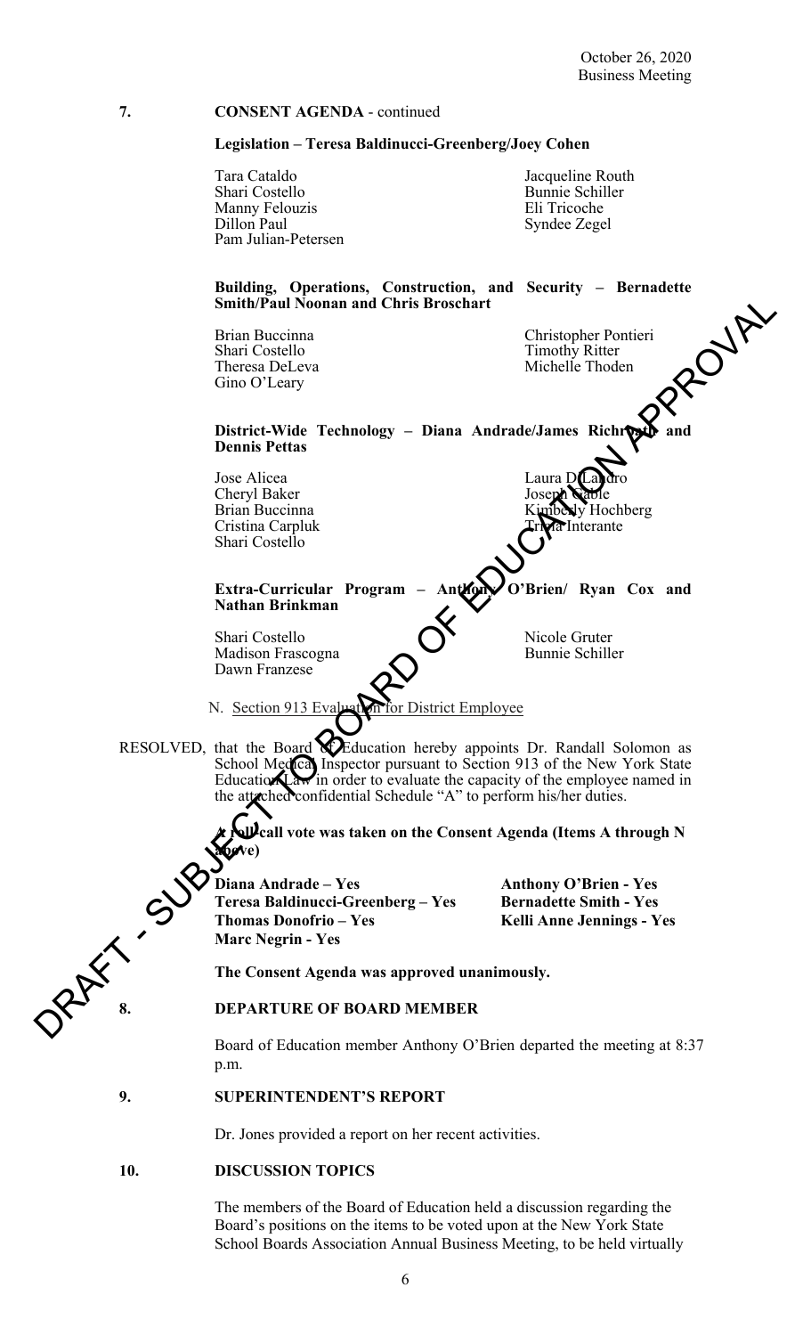October 26, 2020
Business Meeting

**7. CONSENT AGENDA** - continued

**Legislation – Teresa Baldinucci-Greenberg/Joey Cohen**

Tara Cataldo
Shari Costello
Manny Felouzis
Dillon Paul
Pam Julian-Petersen
Jacqueline Routh
Bunnie Schiller
Eli Tricoche
Syndee Zegel

**Building, Operations, Construction, and Security – Bernadette Smith/Paul Noonan and Chris Broschart**

Brian Buccinna
Shari Costello
Theresa DeLeva
Gino O'Leary
Christopher Pontieri
Timothy Ritter
Michelle Thoden

**District-Wide Technology – Diana Andrade/James Richroath and Dennis Pettas**

Jose Alicea
Cheryl Baker
Brian Buccinna
Cristina Carpluk
Shari Costello
Laura DiLandro
Joseph Gable
Kimberly Hochberg
Trisha Interante

**Extra-Curricular Program – Anthony O'Brien/ Ryan Cox and Nathan Brinkman**

Shari Costello
Madison Frascogna
Dawn Franzese
Nicole Gruter
Bunnie Schiller

N. Section 913 Evaluation for District Employee

RESOLVED, that the Board of Education hereby appoints Dr. Randall Solomon as School Medical Inspector pursuant to Section 913 of the New York State Education Law in order to evaluate the capacity of the employee named in the attached confidential Schedule "A" to perform his/her duties.

**A roll call vote was taken on the Consent Agenda (Items A through N above)**

**Diana Andrade – Yes**
**Teresa Baldinucci-Greenberg – Yes**
**Thomas Donofrio – Yes**
**Marc Negrin - Yes**
**Anthony O'Brien - Yes**
**Bernadette Smith - Yes**
**Kelli Anne Jennings - Yes**

**The Consent Agenda was approved unanimously.**

**8. DEPARTURE OF BOARD MEMBER**

Board of Education member Anthony O'Brien departed the meeting at 8:37 p.m.

**9. SUPERINTENDENT'S REPORT**

Dr. Jones provided a report on her recent activities.

**10. DISCUSSION TOPICS**

The members of the Board of Education held a discussion regarding the Board's positions on the items to be voted upon at the New York State School Boards Association Annual Business Meeting, to be held virtually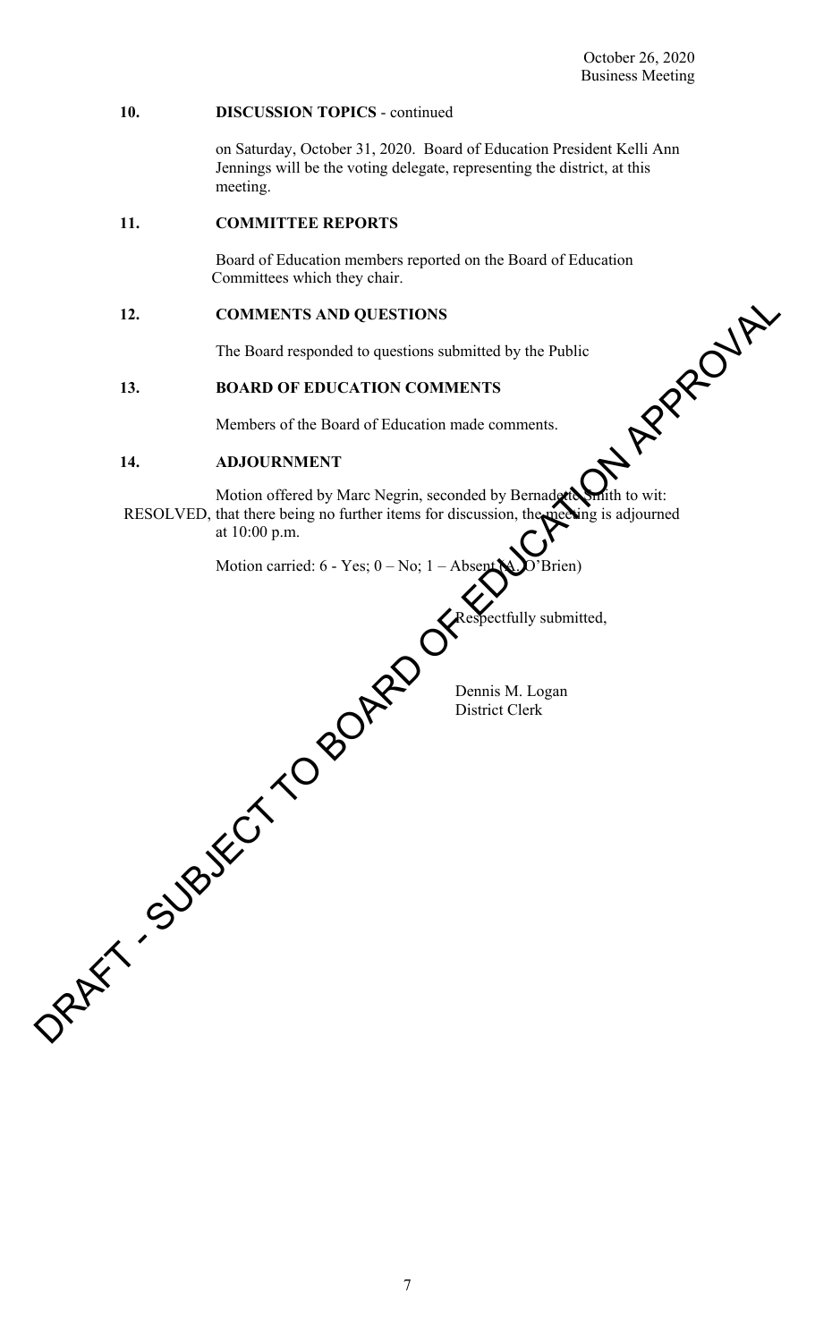## 10. DISCUSSION TOPICS - continued

on Saturday, October 31, 2020. Board of Education President Kelli Ann Jennings will be the voting delegate, representing the district, at this meeting.

## 11. COMMITTEE REPORTS

Board of Education members reported on the Board of Education Committees which they chair.

## 12. COMMENTS AND QUESTIONS

The Board responded to questions submitted by the Public

## 13. BOARD OF EDUCATION COMMENTS

Members of the Board of Education made comments.

## 14. ADJOURNMENT

Motion offered by Marc Negrin, seconded by Bernadette Smith to wit:

RESOLVED, that there being no further items for discussion, the meeting is adjourned at 10:00 p.m.

Motion carried: 6 - Yes; 0 – No; 1 – Absent (A. O'Brien)

Respectfully submitted,

Dennis M. Logan
District Clerk

DRAFT - SUBJECT TO BOARD OF EDUCATION APPROVAL